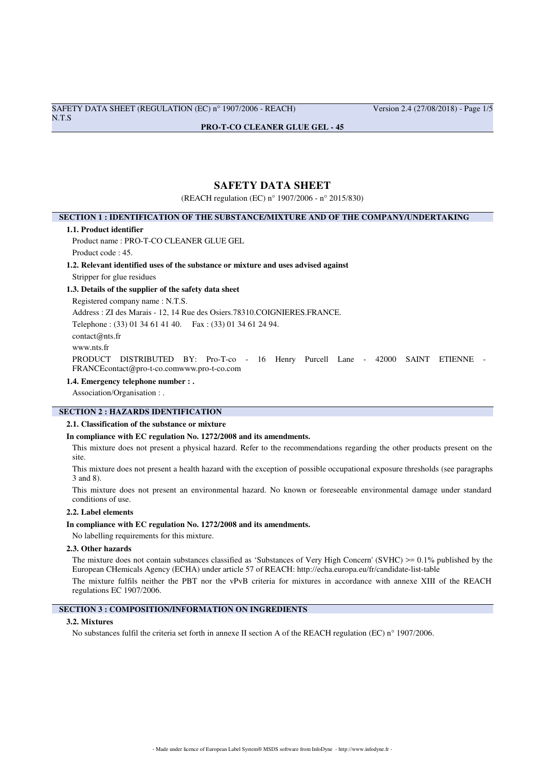# SAFETY DATA SHEET

(REACH regulation (EC) n° 1907/2006 - n° 2015/830)

## SECTION 1 : IDENTIFICATION OF THE SUBSTANCE/MIXTURE AND OF THE COMPANY/UNDERTAKING

### 1.1. Product identifier

Product name : PRO-T-CO CLEANER GLUE GEL

Product code : 45.

### 1.2. Relevant identified uses of the substance or mixture and uses advised against

Stripper for glue residues

### 1.3. Details of the supplier of the safety data sheet

Registered company name : N.T.S.

Address : ZI des Marais - 12, 14 Rue des Osiers.78310.COIGNIERES.FRANCE.

Telephone : (33) 01 34 61 41 40.    Fax : (33) 01 34 61 24 94.

contact@nts.fr

www.nts.fr

PRODUCT DISTRIBUTED BY: Pro-T-co - 16 Henry Purcell Lane - 42000 SAINT ETIENNE - FRANCEcontact@pro-t-co.comwww.pro-t-co.com

### 1.4. Emergency telephone number : .

Association/Organisation : .

## SECTION 2 : HAZARDS IDENTIFICATION

### 2.1. Classification of the substance or mixture

**In compliance with EC regulation No. 1272/2008 and its amendments.**

This mixture does not present a physical hazard. Refer to the recommendations regarding the other products present on the site.

This mixture does not present a health hazard with the exception of possible occupational exposure thresholds (see paragraphs 3 and 8).

This mixture does not present an environmental hazard. No known or foreseeable environmental damage under standard conditions of use.

### 2.2. Label elements

**In compliance with EC regulation No. 1272/2008 and its amendments.**

No labelling requirements for this mixture.

### 2.3. Other hazards

The mixture does not contain substances classified as 'Substances of Very High Concern' (SVHC) >= 0.1% published by the European CHemicals Agency (ECHA) under article 57 of REACH: http://echa.europa.eu/fr/candidate-list-table

The mixture fulfils neither the PBT nor the vPvB criteria for mixtures in accordance with annexe XIII of the REACH regulations EC 1907/2006.

## SECTION 3 : COMPOSITION/INFORMATION ON INGREDIENTS

### 3.2. Mixtures

No substances fulfil the criteria set forth in annexe II section A of the REACH regulation (EC) n° 1907/2006.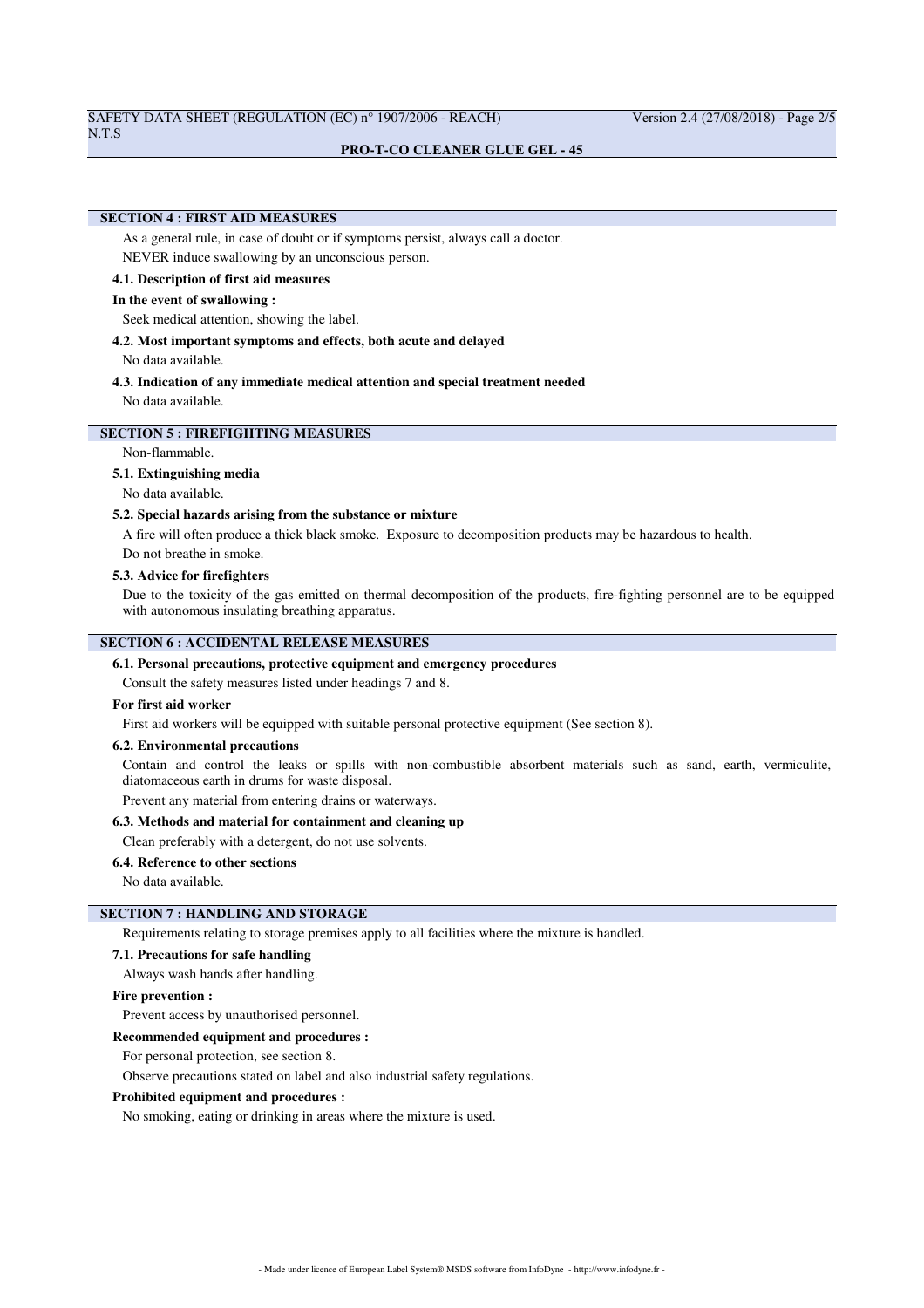## SECTION 4 : FIRST AID MEASURES

As a general rule, in case of doubt or if symptoms persist, always call a doctor.

NEVER induce swallowing by an unconscious person.

### 4.1. Description of first aid measures

**In the event of swallowing :**

Seek medical attention, showing the label.

### 4.2. Most important symptoms and effects, both acute and delayed

No data available.

### 4.3. Indication of any immediate medical attention and special treatment needed

No data available.

## SECTION 5 : FIREFIGHTING MEASURES

Non-flammable.

### 5.1. Extinguishing media

No data available.

### 5.2. Special hazards arising from the substance or mixture

A fire will often produce a thick black smoke. Exposure to decomposition products may be hazardous to health.

Do not breathe in smoke.

### 5.3. Advice for firefighters

Due to the toxicity of the gas emitted on thermal decomposition of the products, fire-fighting personnel are to be equipped with autonomous insulating breathing apparatus.

## SECTION 6 : ACCIDENTAL RELEASE MEASURES

### 6.1. Personal precautions, protective equipment and emergency procedures

Consult the safety measures listed under headings 7 and 8.

**For first aid worker**

First aid workers will be equipped with suitable personal protective equipment (See section 8).

### 6.2. Environmental precautions

Contain and control the leaks or spills with non-combustible absorbent materials such as sand, earth, vermiculite, diatomaceous earth in drums for waste disposal.

Prevent any material from entering drains or waterways.

### 6.3. Methods and material for containment and cleaning up

Clean preferably with a detergent, do not use solvents.

### 6.4. Reference to other sections

No data available.

## SECTION 7 : HANDLING AND STORAGE

Requirements relating to storage premises apply to all facilities where the mixture is handled.

### 7.1. Precautions for safe handling

Always wash hands after handling.

**Fire prevention :**

Prevent access by unauthorised personnel.

**Recommended equipment and procedures :**

For personal protection, see section 8.

Observe precautions stated on label and also industrial safety regulations.

**Prohibited equipment and procedures :**

No smoking, eating or drinking in areas where the mixture is used.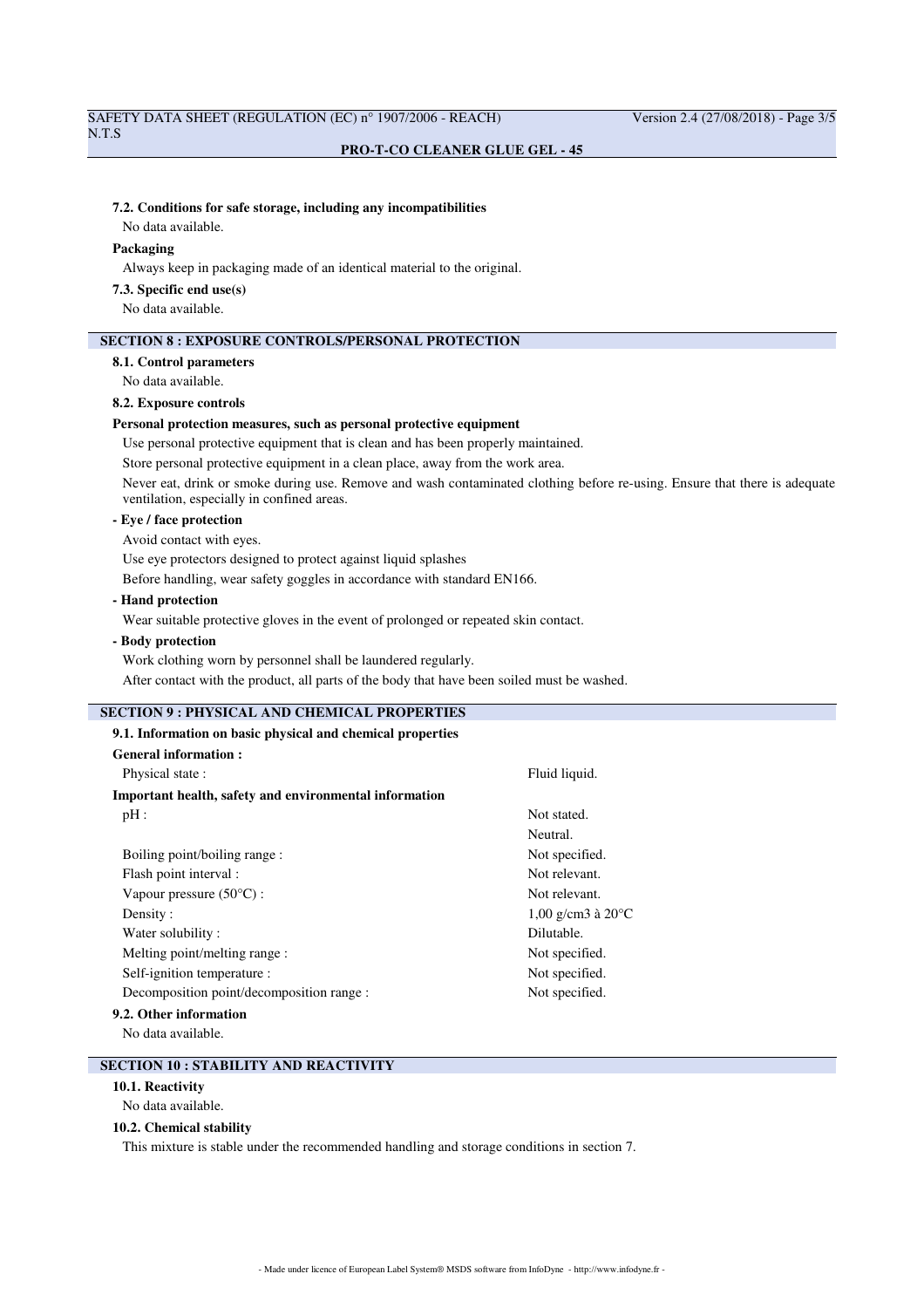#### 7.2. Conditions for safe storage, including any incompatibilities

No data available.

**Packaging**

Always keep in packaging made of an identical material to the original.

#### 7.3. Specific end use(s)

No data available.

## SECTION 8 : EXPOSURE CONTROLS/PERSONAL PROTECTION

#### 8.1. Control parameters

No data available.

#### 8.2. Exposure controls

**Personal protection measures, such as personal protective equipment**

Use personal protective equipment that is clean and has been properly maintained.

Store personal protective equipment in a clean place, away from the work area.

Never eat, drink or smoke during use. Remove and wash contaminated clothing before re-using. Ensure that there is adequate ventilation, especially in confined areas.

**- Eye / face protection**

Avoid contact with eyes.

Use eye protectors designed to protect against liquid splashes

Before handling, wear safety goggles in accordance with standard EN166.

**- Hand protection**

Wear suitable protective gloves in the event of prolonged or repeated skin contact.

**- Body protection**

Work clothing worn by personnel shall be laundered regularly.

After contact with the product, all parts of the body that have been soiled must be washed.

## SECTION 9 : PHYSICAL AND CHEMICAL PROPERTIES

#### 9.1. Information on basic physical and chemical properties

**General information :**

| | |
|---|---|
| Physical state : | Fluid liquid. |

**Important health, safety and environmental information**

| | |
|---|---|
| pH : | Not stated. |
| | Neutral. |
| Boiling point/boiling range : | Not specified. |
| Flash point interval : | Not relevant. |
| Vapour pressure (50°C) : | Not relevant. |
| Density : | 1,00 g/cm3 à 20°C |
| Water solubility : | Dilutable. |
| Melting point/melting range : | Not specified. |
| Self-ignition temperature : | Not specified. |
| Decomposition point/decomposition range : | Not specified. |

#### 9.2. Other information

No data available.

## SECTION 10 : STABILITY AND REACTIVITY

#### 10.1. Reactivity

No data available.

#### 10.2. Chemical stability

This mixture is stable under the recommended handling and storage conditions in section 7.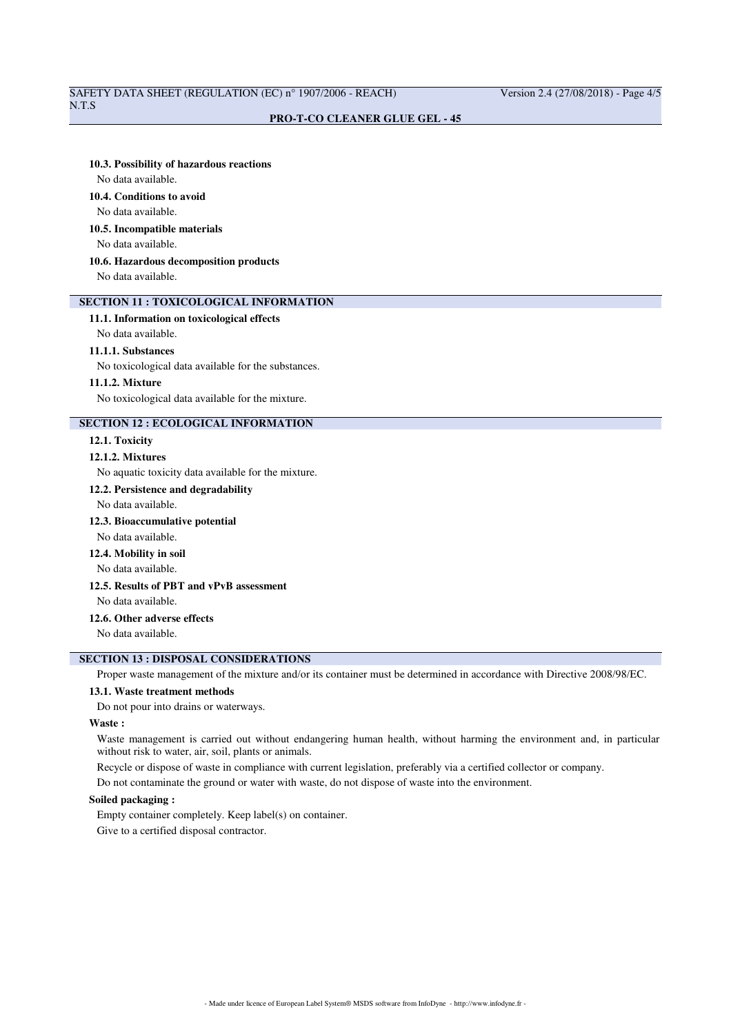### 10.3. Possibility of hazardous reactions

No data available.

### 10.4. Conditions to avoid

No data available.

### 10.5. Incompatible materials

No data available.

### 10.6. Hazardous decomposition products

No data available.

## SECTION 11 : TOXICOLOGICAL INFORMATION

### 11.1. Information on toxicological effects

No data available.

#### 11.1.1. Substances

No toxicological data available for the substances.

#### 11.1.2. Mixture

No toxicological data available for the mixture.

## SECTION 12 : ECOLOGICAL INFORMATION

### 12.1. Toxicity

#### 12.1.2. Mixtures

No aquatic toxicity data available for the mixture.

### 12.2. Persistence and degradability

No data available.

### 12.3. Bioaccumulative potential

No data available.

### 12.4. Mobility in soil

No data available.

### 12.5. Results of PBT and vPvB assessment

No data available.

### 12.6. Other adverse effects

No data available.

## SECTION 13 : DISPOSAL CONSIDERATIONS

Proper waste management of the mixture and/or its container must be determined in accordance with Directive 2008/98/EC.

### 13.1. Waste treatment methods

Do not pour into drains or waterways.

**Waste :**

Waste management is carried out without endangering human health, without harming the environment and, in particular without risk to water, air, soil, plants or animals.

Recycle or dispose of waste in compliance with current legislation, preferably via a certified collector or company.

Do not contaminate the ground or water with waste, do not dispose of waste into the environment.

**Soiled packaging :**

Empty container completely. Keep label(s) on container.

Give to a certified disposal contractor.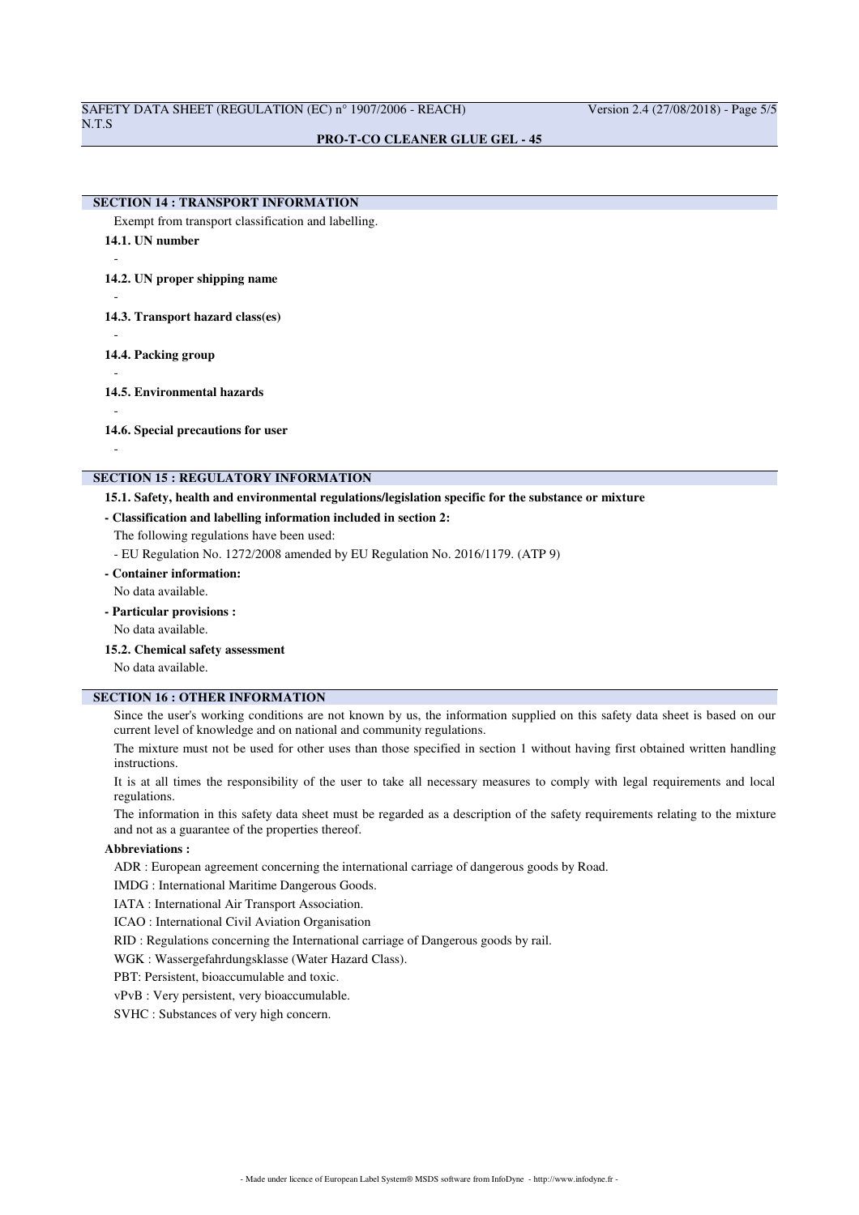## SECTION 14 : TRANSPORT INFORMATION

Exempt from transport classification and labelling.

### 14.1. UN number

-

### 14.2. UN proper shipping name

-

### 14.3. Transport hazard class(es)

-

### 14.4. Packing group

-

### 14.5. Environmental hazards

-

### 14.6. Special precautions for user

-

## SECTION 15 : REGULATORY INFORMATION

### 15.1. Safety, health and environmental regulations/legislation specific for the substance or mixture

**- Classification and labelling information included in section 2:**

The following regulations have been used:

- EU Regulation No. 1272/2008 amended by EU Regulation No. 2016/1179. (ATP 9)

**- Container information:**

No data available.

**- Particular provisions :**

No data available.

### 15.2. Chemical safety assessment

No data available.

## SECTION 16 : OTHER INFORMATION

Since the user's working conditions are not known by us, the information supplied on this safety data sheet is based on our current level of knowledge and on national and community regulations.

The mixture must not be used for other uses than those specified in section 1 without having first obtained written handling instructions.

It is at all times the responsibility of the user to take all necessary measures to comply with legal requirements and local regulations.

The information in this safety data sheet must be regarded as a description of the safety requirements relating to the mixture and not as a guarantee of the properties thereof.

**Abbreviations :**

ADR : European agreement concerning the international carriage of dangerous goods by Road.

IMDG : International Maritime Dangerous Goods.

IATA : International Air Transport Association.

ICAO : International Civil Aviation Organisation

RID : Regulations concerning the International carriage of Dangerous goods by rail.

WGK : Wassergefahrdungsklasse (Water Hazard Class).

PBT: Persistent, bioaccumulable and toxic.

vPvB : Very persistent, very bioaccumulable.

SVHC : Substances of very high concern.